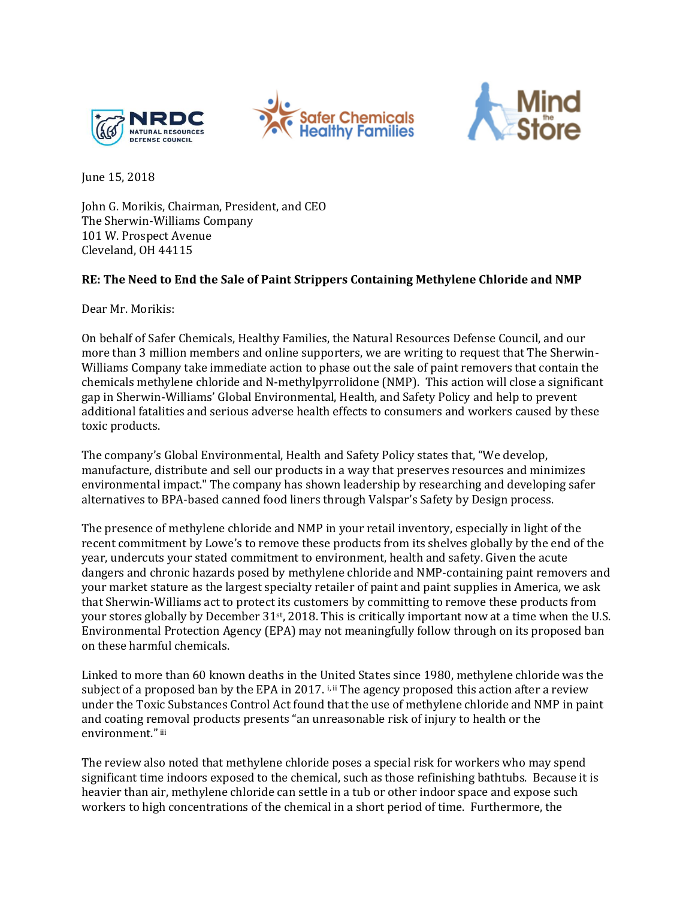June 15, 2018

John G. Morikis, Chairman, President, and CEO
The Sherwin-Williams Company
101 W. Prospect Avenue
Cleveland, OH 44115

**RE: The Need to End the Sale of Paint Strippers Containing Methylene Chloride and NMP**

Dear Mr. Morikis:

On behalf of Safer Chemicals, Healthy Families, the Natural Resources Defense Council, and our more than 3 million members and online supporters, we are writing to request that The Sherwin-Williams Company take immediate action to phase out the sale of paint removers that contain the chemicals methylene chloride and N-methylpyrrolidone (NMP). This action will close a significant gap in Sherwin-Williams' Global Environmental, Health, and Safety Policy and help to prevent additional fatalities and serious adverse health effects to consumers and workers caused by these toxic products.

The company's Global Environmental, Health and Safety Policy states that, "We develop, manufacture, distribute and sell our products in a way that preserves resources and minimizes environmental impact." The company has shown leadership by researching and developing safer alternatives to BPA-based canned food liners through Valspar's Safety by Design process.

The presence of methylene chloride and NMP in your retail inventory, especially in light of the recent commitment by Lowe's to remove these products from its shelves globally by the end of the year, undercuts your stated commitment to environment, health and safety. Given the acute dangers and chronic hazards posed by methylene chloride and NMP-containing paint removers and your market stature as the largest specialty retailer of paint and paint supplies in America, we ask that Sherwin-Williams act to protect its customers by committing to remove these products from your stores globally by December 31st, 2018. This is critically important now at a time when the U.S. Environmental Protection Agency (EPA) may not meaningfully follow through on its proposed ban on these harmful chemicals.

Linked to more than 60 known deaths in the United States since 1980, methylene chloride was the subject of a proposed ban by the EPA in 2017. [i, ii] The agency proposed this action after a review under the Toxic Substances Control Act found that the use of methylene chloride and NMP in paint and coating removal products presents "an unreasonable risk of injury to health or the environment." [iii]

The review also noted that methylene chloride poses a special risk for workers who may spend significant time indoors exposed to the chemical, such as those refinishing bathtubs. Because it is heavier than air, methylene chloride can settle in a tub or other indoor space and expose such workers to high concentrations of the chemical in a short period of time. Furthermore, the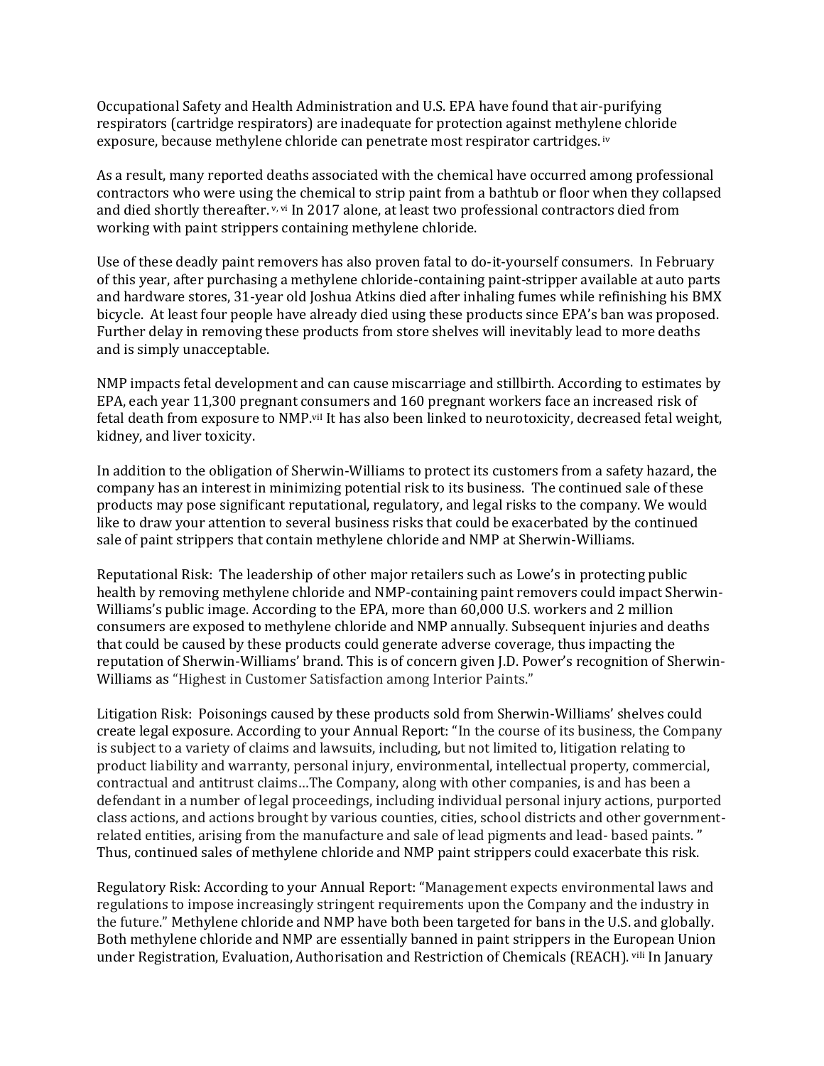Occupational Safety and Health Administration and U.S. EPA have found that air-purifying respirators (cartridge respirators) are inadequate for protection against methylene chloride exposure, because methylene chloride can penetrate most respirator cartridges.[iv]

As a result, many reported deaths associated with the chemical have occurred among professional contractors who were using the chemical to strip paint from a bathtub or floor when they collapsed and died shortly thereafter.[v, vi] In 2017 alone, at least two professional contractors died from working with paint strippers containing methylene chloride.

Use of these deadly paint removers has also proven fatal to do-it-yourself consumers. In February of this year, after purchasing a methylene chloride-containing paint-stripper available at auto parts and hardware stores, 31-year old Joshua Atkins died after inhaling fumes while refinishing his BMX bicycle. At least four people have already died using these products since EPA's ban was proposed. Further delay in removing these products from store shelves will inevitably lead to more deaths and is simply unacceptable.

NMP impacts fetal development and can cause miscarriage and stillbirth. According to estimates by EPA, each year 11,300 pregnant consumers and 160 pregnant workers face an increased risk of fetal death from exposure to NMP.[vii] It has also been linked to neurotoxicity, decreased fetal weight, kidney, and liver toxicity.

In addition to the obligation of Sherwin-Williams to protect its customers from a safety hazard, the company has an interest in minimizing potential risk to its business. The continued sale of these products may pose significant reputational, regulatory, and legal risks to the company. We would like to draw your attention to several business risks that could be exacerbated by the continued sale of paint strippers that contain methylene chloride and NMP at Sherwin-Williams.

Reputational Risk: The leadership of other major retailers such as Lowe's in protecting public health by removing methylene chloride and NMP-containing paint removers could impact Sherwin-Williams's public image. According to the EPA, more than 60,000 U.S. workers and 2 million consumers are exposed to methylene chloride and NMP annually. Subsequent injuries and deaths that could be caused by these products could generate adverse coverage, thus impacting the reputation of Sherwin-Williams' brand. This is of concern given J.D. Power's recognition of Sherwin-Williams as "Highest in Customer Satisfaction among Interior Paints."

Litigation Risk: Poisonings caused by these products sold from Sherwin-Williams' shelves could create legal exposure. According to your Annual Report: "In the course of its business, the Company is subject to a variety of claims and lawsuits, including, but not limited to, litigation relating to product liability and warranty, personal injury, environmental, intellectual property, commercial, contractual and antitrust claims…The Company, along with other companies, is and has been a defendant in a number of legal proceedings, including individual personal injury actions, purported class actions, and actions brought by various counties, cities, school districts and other government-related entities, arising from the manufacture and sale of lead pigments and lead- based paints. " Thus, continued sales of methylene chloride and NMP paint strippers could exacerbate this risk.

Regulatory Risk: According to your Annual Report: "Management expects environmental laws and regulations to impose increasingly stringent requirements upon the Company and the industry in the future." Methylene chloride and NMP have both been targeted for bans in the U.S. and globally. Both methylene chloride and NMP are essentially banned in paint strippers in the European Union under Registration, Evaluation, Authorisation and Restriction of Chemicals (REACH).[viii] In January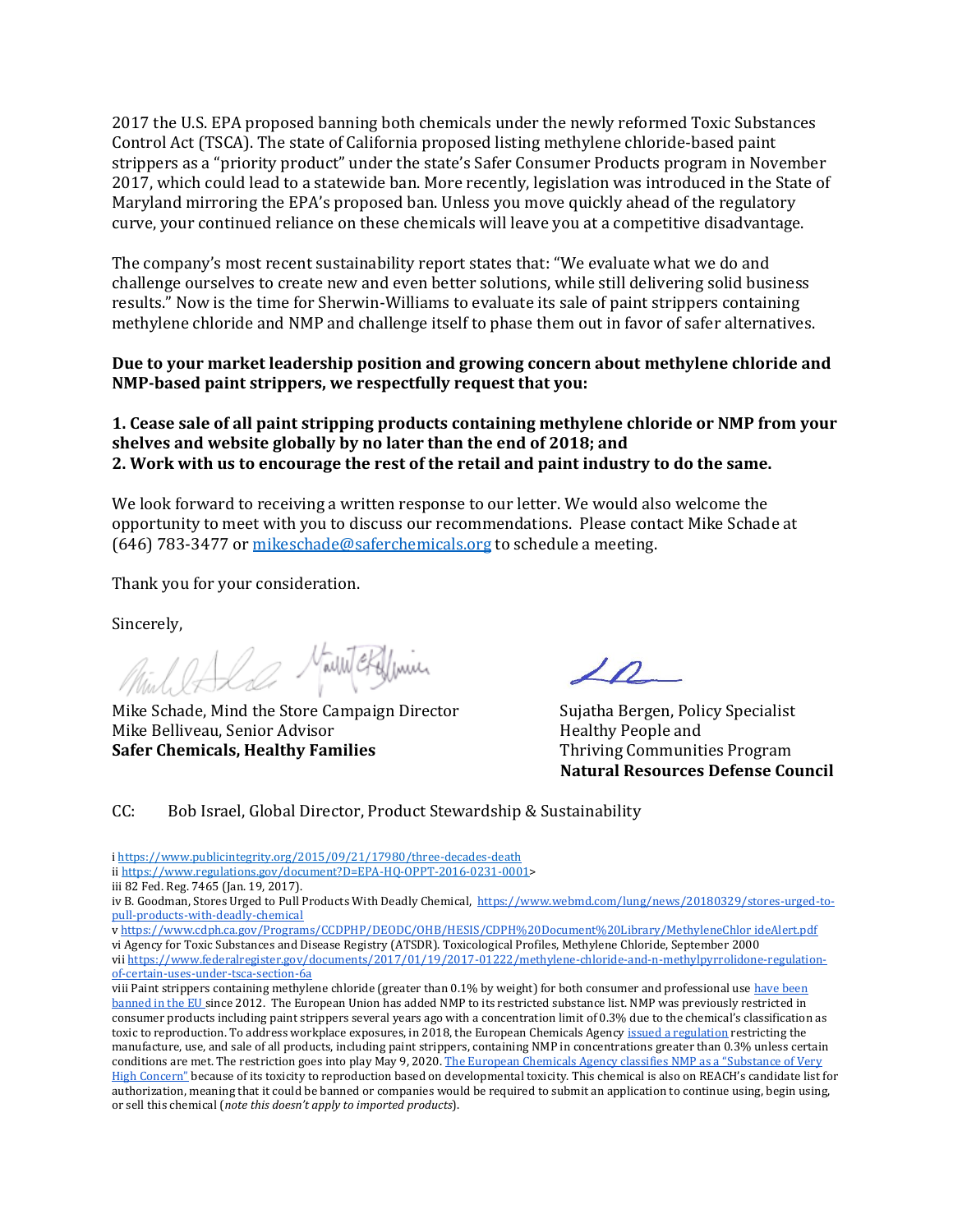2017 the U.S. EPA proposed banning both chemicals under the newly reformed Toxic Substances Control Act (TSCA). The state of California proposed listing methylene chloride-based paint strippers as a "priority product" under the state's Safer Consumer Products program in November 2017, which could lead to a statewide ban. More recently, legislation was introduced in the State of Maryland mirroring the EPA's proposed ban. Unless you move quickly ahead of the regulatory curve, your continued reliance on these chemicals will leave you at a competitive disadvantage.

The company's most recent sustainability report states that: "We evaluate what we do and challenge ourselves to create new and even better solutions, while still delivering solid business results." Now is the time for Sherwin-Williams to evaluate its sale of paint strippers containing methylene chloride and NMP and challenge itself to phase them out in favor of safer alternatives.

**Due to your market leadership position and growing concern about methylene chloride and NMP-based paint strippers, we respectfully request that you:**

**1. Cease sale of all paint stripping products containing methylene chloride or NMP from your shelves and website globally by no later than the end of 2018; and**
**2. Work with us to encourage the rest of the retail and paint industry to do the same.**

We look forward to receiving a written response to our letter. We would also welcome the opportunity to meet with you to discuss our recommendations. Please contact Mike Schade at (646) 783-3477 or mikeschade@saferchemicals.org to schedule a meeting.

Thank you for your consideration.

Sincerely,

Mike Schade, Mind the Store Campaign Director
Mike Belliveau, Senior Advisor
**Safer Chemicals, Healthy Families**

Sujatha Bergen, Policy Specialist
Healthy People and
Thriving Communities Program
**Natural Resources Defense Council**

CC: Bob Israel, Global Director, Product Stewardship & Sustainability

i https://www.publicintegrity.org/2015/09/21/17980/three-decades-death
ii https://www.regulations.gov/document?D=EPA-HQ-OPPT-2016-0231-0001>
iii 82 Fed. Reg. 7465 (Jan. 19, 2017).
iv B. Goodman, Stores Urged to Pull Products With Deadly Chemical, https://www.webmd.com/lung/news/20180329/stores-urged-to-pull-products-with-deadly-chemical
v https://www.cdph.ca.gov/Programs/CCDPHP/DEODC/OHB/HESIS/CDPH%20Document%20Library/MethyleneChlor ideAlert.pdf
vi Agency for Toxic Substances and Disease Registry (ATSDR). Toxicological Profiles, Methylene Chloride, September 2000
vii https://www.federalregister.gov/documents/2017/01/19/2017-01222/methylene-chloride-and-n-methylpyrrolidone-regulation-of-certain-uses-under-tsca-section-6a
viii Paint strippers containing methylene chloride (greater than 0.1% by weight) for both consumer and professional use have been banned in the EU since 2012. The European Union has added NMP to its restricted substance list. NMP was previously restricted in consumer products including paint strippers several years ago with a concentration limit of 0.3% due to the chemical's classification as toxic to reproduction. To address workplace exposures, in 2018, the European Chemicals Agency issued a regulation restricting the manufacture, use, and sale of all products, including paint strippers, containing NMP in concentrations greater than 0.3% unless certain conditions are met. The restriction goes into play May 9, 2020. The European Chemicals Agency classifies NMP as a "Substance of Very High Concern" because of its toxicity to reproduction based on developmental toxicity. This chemical is also on REACH's candidate list for authorization, meaning that it could be banned or companies would be required to submit an application to continue using, begin using, or sell this chemical (*note this doesn't apply to imported products*).